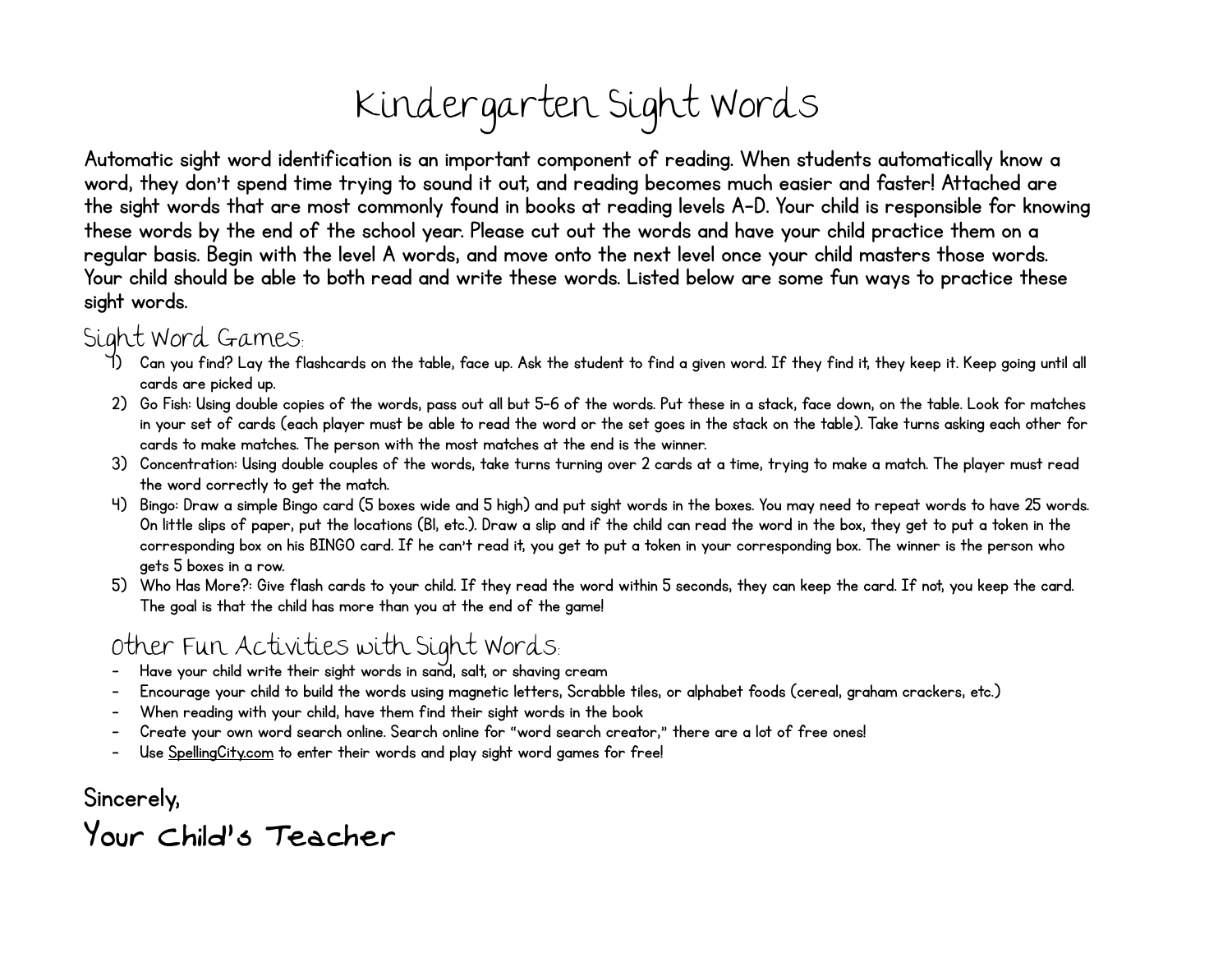# Kindergarten Sight Words

**Automatic sight word identification is an important component of reading. When students automatically know a word, they don't spend time trying to sound it out, and reading becomes much easier and faster! Attached are the sight words that are most commonly found in books at reading levels A-D. Your child is responsible for knowing these words by the end of the school year. Please cut out the words and have your child practice them on a regular basis. Begin with the level A words, and move onto the next level once your child masters those words. Your child should be able to both read and write these words. Listed below are some fun ways to practice these sight words.**

## Sight Word Games:

1) Can you find? Lay the flashcards on the table, face up. Ask the student to find a given word. If they find it, they keep it. Keep going until all cards are picked up.
2) Go Fish: Using double copies of the words, pass out all but 5-6 of the words. Put these in a stack, face down, on the table. Look for matches in your set of cards (each player must be able to read the word or the set goes in the stack on the table). Take turns asking each other for cards to make matches. The person with the most matches at the end is the winner.
3) Concentration: Using double couples of the words, take turns turning over 2 cards at a time, trying to make a match. The player must read the word correctly to get the match.
4) Bingo: Draw a simple Bingo card (5 boxes wide and 5 high) and put sight words in the boxes. You may need to repeat words to have 25 words. On little slips of paper, put the locations (B1, etc.). Draw a slip and if the child can read the word in the box, they get to put a token in the corresponding box on his BINGO card. If he can't read it, you get to put a token in your corresponding box. The winner is the person who gets 5 boxes in a row.
5) Who Has More?: Give flash cards to your child. If they read the word within 5 seconds, they can keep the card. If not, you keep the card. The goal is that the child has more than you at the end of the game!

## Other Fun Activities with Sight Words:

- Have your child write their sight words in sand, salt, or shaving cream
- Encourage your child to build the words using magnetic letters, Scrabble tiles, or alphabet foods (cereal, graham crackers, etc.)
- When reading with your child, have them find their sight words in the book
- Create your own word search online. Search online for "word search creator," there are a lot of free ones!
- Use SpellingCity.com to enter their words and play sight word games for free!

**Sincerely,**

**Your Child's Teacher**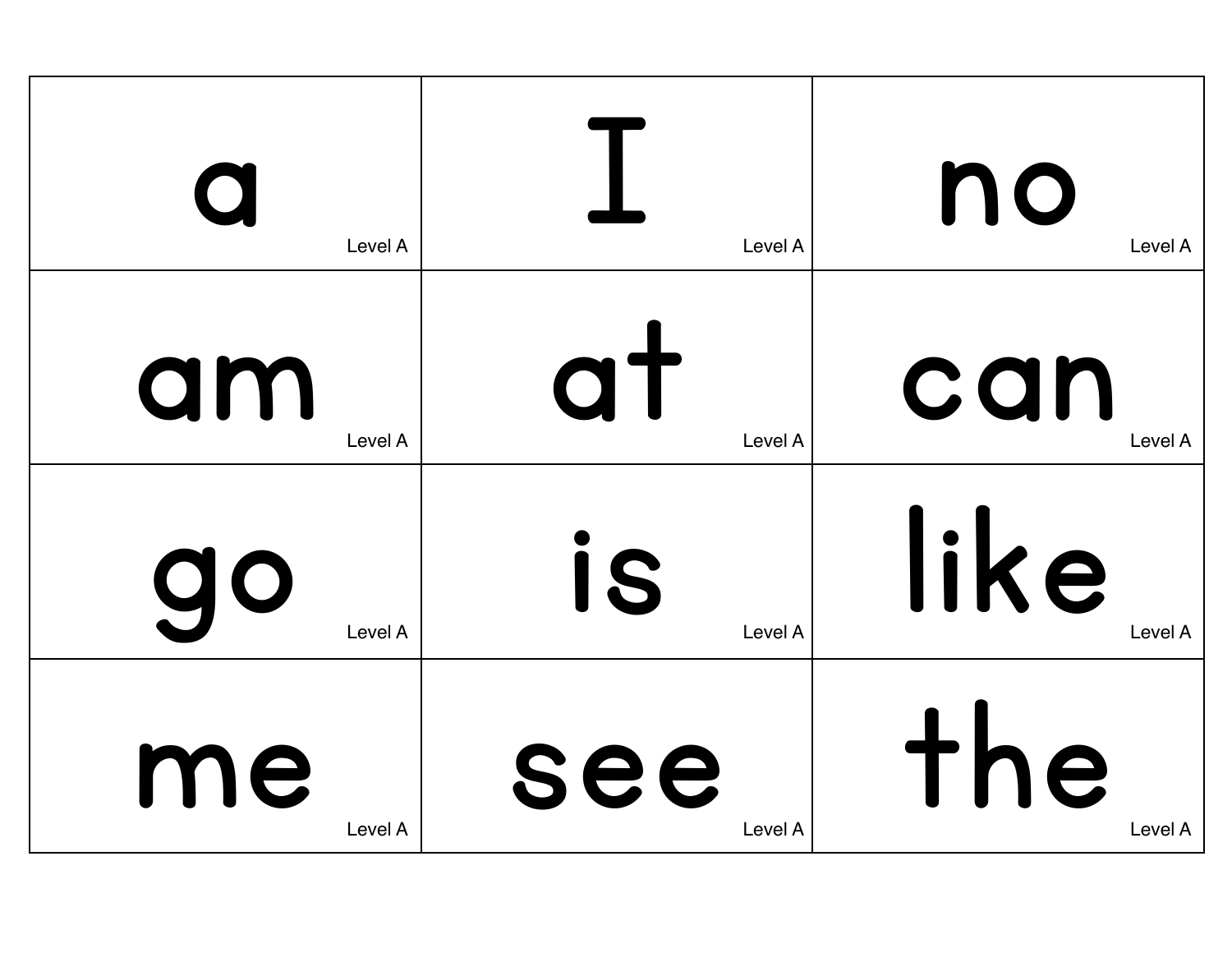| | | |
|---|---|---|
| a<br>Level A | I<br>Level A | no<br>Level A |
| am<br>Level A | at<br>Level A | can<br>Level A |
| go<br>Level A | is<br>Level A | like<br>Level A |
| me<br>Level A | see<br>Level A | the<br>Level A |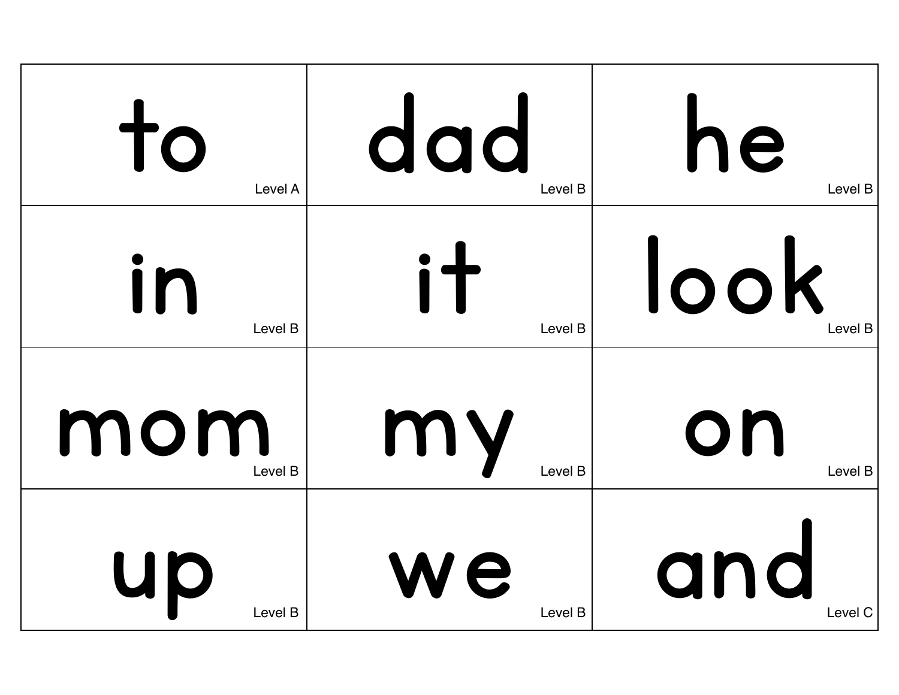| | | |
|---|---|---|
| to<br>Level A | dad<br>Level B | he<br>Level B |
| in<br>Level B | it<br>Level B | look<br>Level B |
| mom<br>Level B | my<br>Level B | on<br>Level B |
| up<br>Level B | we<br>Level B | and<br>Level C |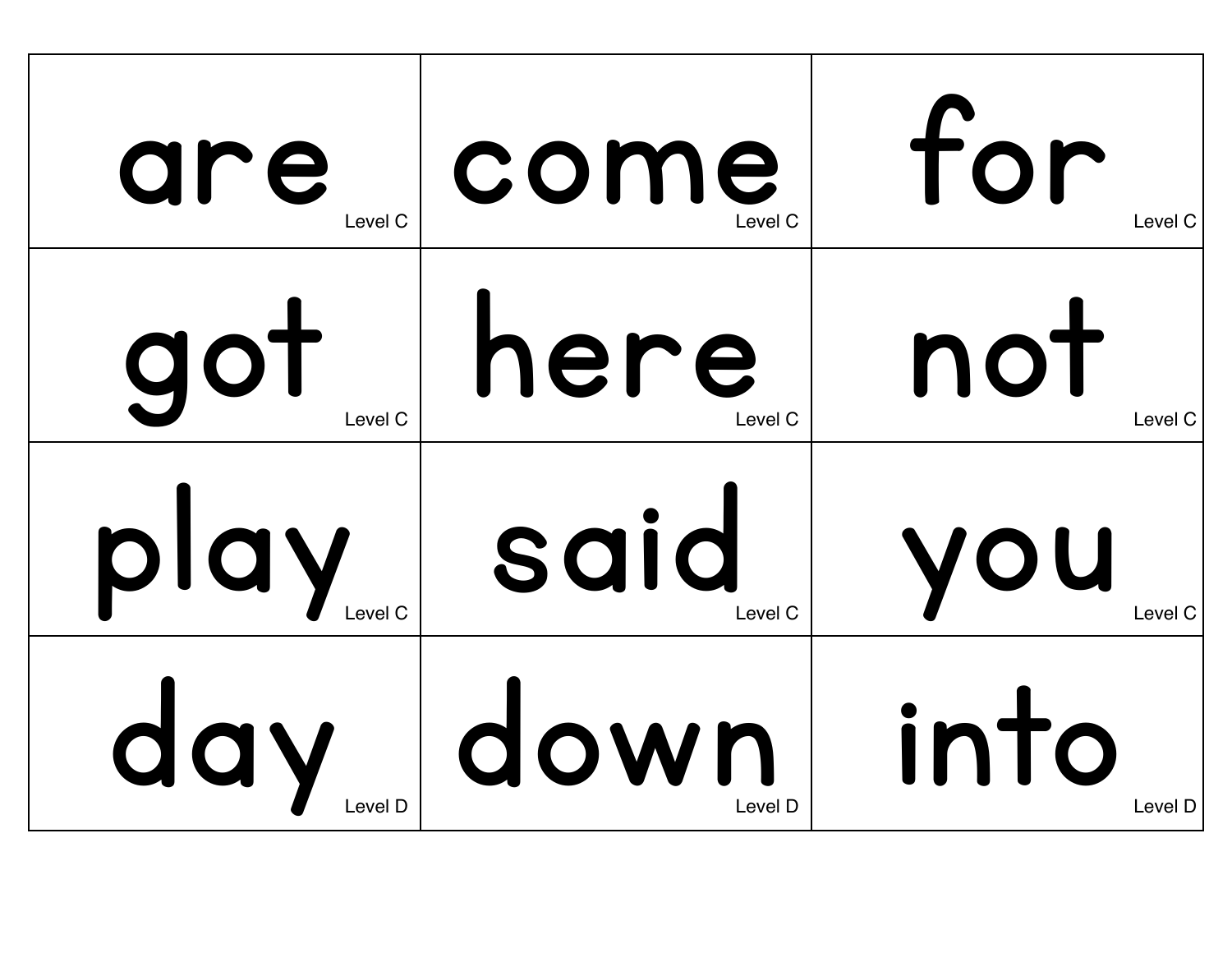| | | |
|---|---|---|
| are<br>Level C | come<br>Level C | for<br>Level C |
| got<br>Level C | here<br>Level C | not<br>Level C |
| play<br>Level C | said<br>Level C | you<br>Level C |
| day<br>Level D | down<br>Level D | into<br>Level D |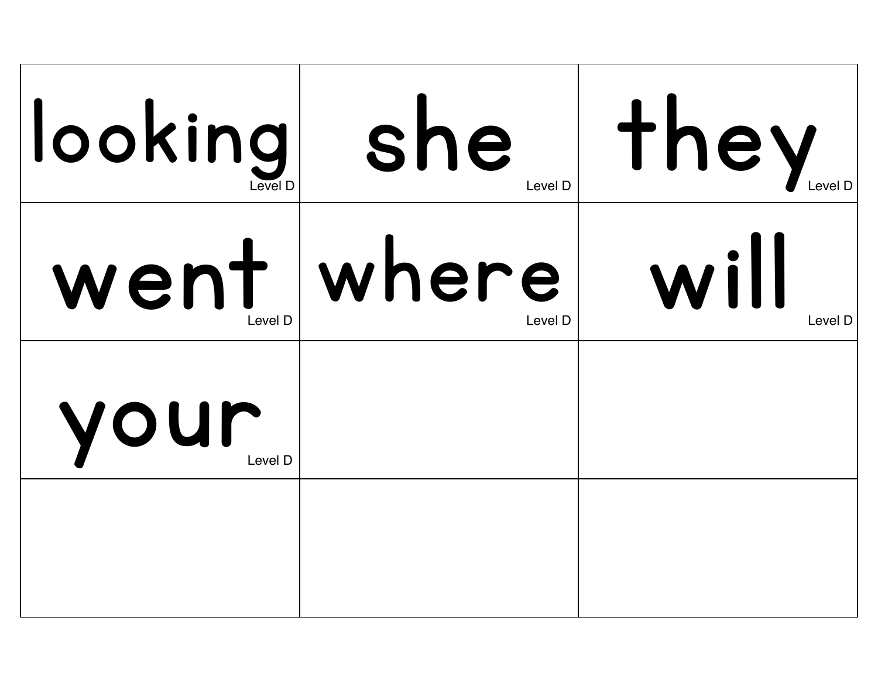| | | |
|---|---|---|
| looking<br>Level D | she<br>Level D | they<br>Level D |
| went<br>Level D | where<br>Level D | will<br>Level D |
| your<br>Level D | | |
| | | |